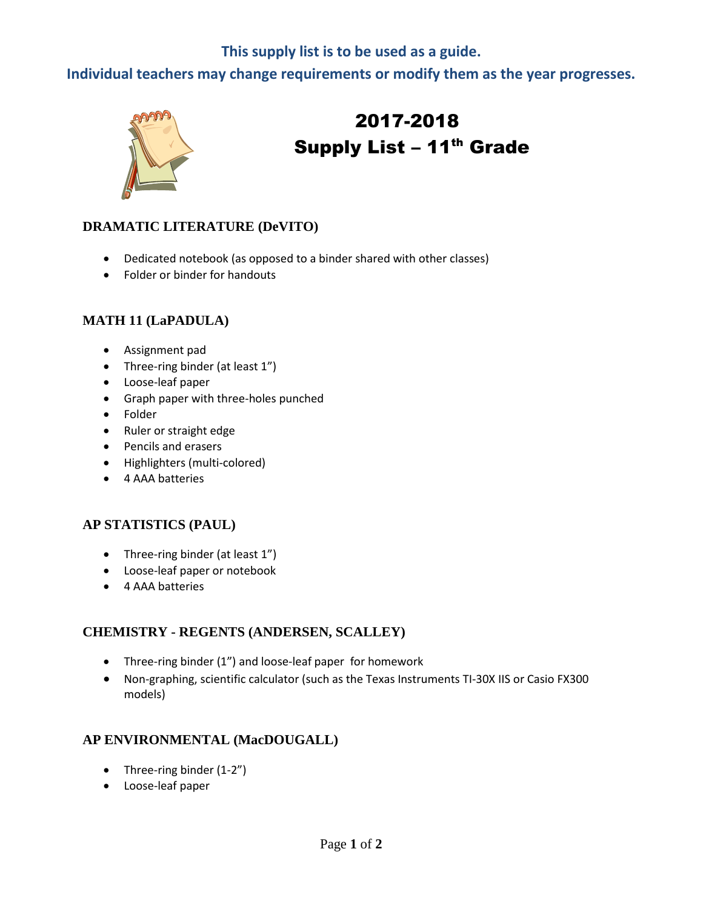**This supply list is to be used as a guide.**

**Individual teachers may change requirements or modify them as the year progresses.**

# 2017-2018
# Supply List – 11th Grade

### DRAMATIC LITERATURE (DeVITO)

- Dedicated notebook (as opposed to a binder shared with other classes)
- Folder or binder for handouts

### MATH 11 (LaPADULA)

- Assignment pad
- Three-ring binder (at least 1")
- Loose-leaf paper
- Graph paper with three-holes punched
- Folder
- Ruler or straight edge
- Pencils and erasers
- Highlighters (multi-colored)
- 4 AAA batteries

### AP STATISTICS (PAUL)

- Three-ring binder (at least 1")
- Loose-leaf paper or notebook
- 4 AAA batteries

### CHEMISTRY - REGENTS (ANDERSEN, SCALLEY)

- Three-ring binder (1") and loose-leaf paper for homework
- Non-graphing, scientific calculator (such as the Texas Instruments TI-30X IIS or Casio FX300 models)

### AP ENVIRONMENTAL (MacDOUGALL)

- Three-ring binder (1-2")
- Loose-leaf paper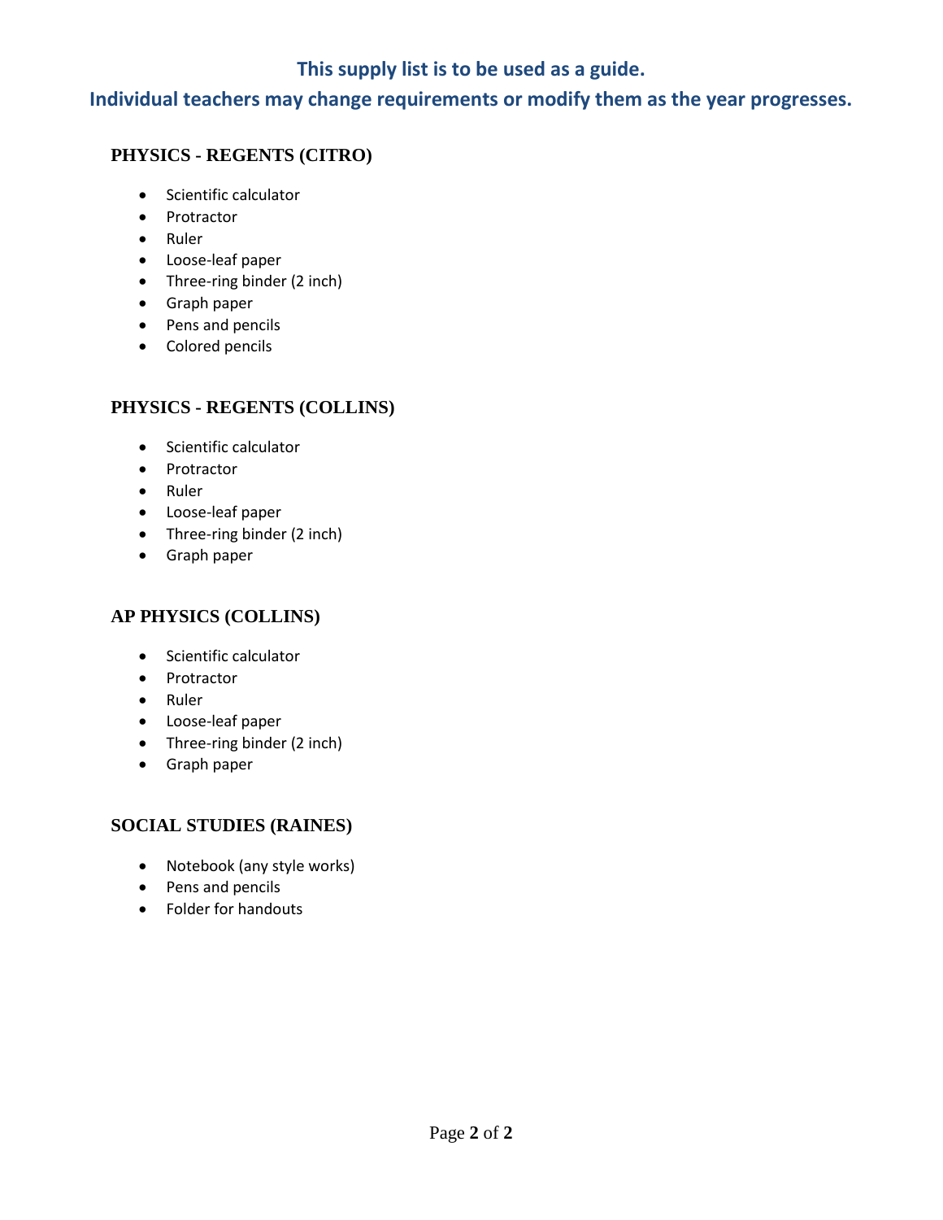**This supply list is to be used as a guide.**

**Individual teachers may change requirements or modify them as the year progresses.**

## PHYSICS - REGENTS (CITRO)

- Scientific calculator
- Protractor
- Ruler
- Loose-leaf paper
- Three-ring binder (2 inch)
- Graph paper
- Pens and pencils
- Colored pencils

## PHYSICS - REGENTS (COLLINS)

- Scientific calculator
- Protractor
- Ruler
- Loose-leaf paper
- Three-ring binder (2 inch)
- Graph paper

## AP PHYSICS (COLLINS)

- Scientific calculator
- Protractor
- Ruler
- Loose-leaf paper
- Three-ring binder (2 inch)
- Graph paper

## SOCIAL STUDIES (RAINES)

- Notebook (any style works)
- Pens and pencils
- Folder for handouts